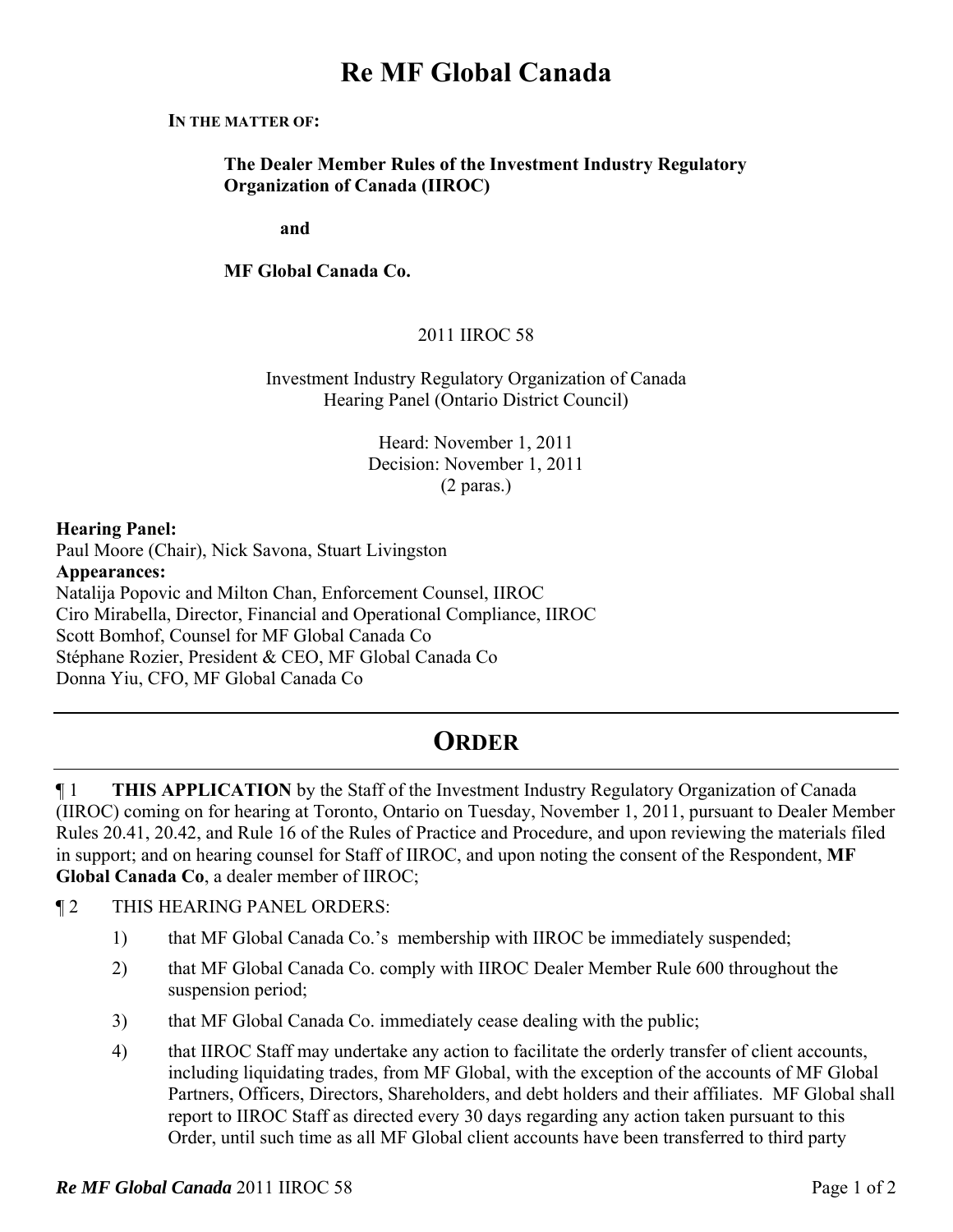# Re MF Global Canada

**IN THE MATTER OF:**

**The Dealer Member Rules of the Investment Industry Regulatory Organization of Canada (IIROC)**

**and**

**MF Global Canada Co.**

2011 IIROC 58

Investment Industry Regulatory Organization of Canada
Hearing Panel (Ontario District Council)

Heard: November 1, 2011
Decision: November 1, 2011
(2 paras.)

**Hearing Panel:**
Paul Moore (Chair), Nick Savona, Stuart Livingston
**Appearances:**
Natalija Popovic and Milton Chan, Enforcement Counsel, IIROC
Ciro Mirabella, Director, Financial and Operational Compliance, IIROC
Scott Bomhof, Counsel for MF Global Canada Co
Stéphane Rozier, President & CEO, MF Global Canada Co
Donna Yiu, CFO, MF Global Canada Co

---

## ORDER

---

¶ 1 **THIS APPLICATION** by the Staff of the Investment Industry Regulatory Organization of Canada (IIROC) coming on for hearing at Toronto, Ontario on Tuesday, November 1, 2011, pursuant to Dealer Member Rules 20.41, 20.42, and Rule 16 of the Rules of Practice and Procedure, and upon reviewing the materials filed in support; and on hearing counsel for Staff of IIROC, and upon noting the consent of the Respondent, **MF Global Canada Co**, a dealer member of IIROC;

¶ 2 THIS HEARING PANEL ORDERS:

1) that MF Global Canada Co.'s membership with IIROC be immediately suspended;

2) that MF Global Canada Co. comply with IIROC Dealer Member Rule 600 throughout the suspension period;

3) that MF Global Canada Co. immediately cease dealing with the public;

4) that IIROC Staff may undertake any action to facilitate the orderly transfer of client accounts, including liquidating trades, from MF Global, with the exception of the accounts of MF Global Partners, Officers, Directors, Shareholders, and debt holders and their affiliates. MF Global shall report to IIROC Staff as directed every 30 days regarding any action taken pursuant to this Order, until such time as all MF Global client accounts have been transferred to third party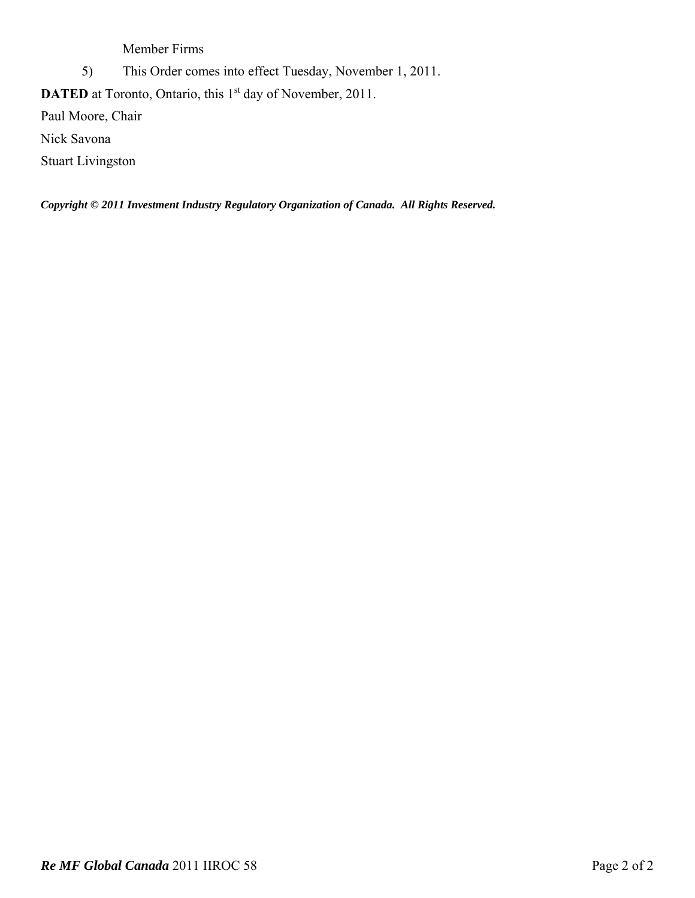Member Firms

5) This Order comes into effect Tuesday, November 1, 2011.

**DATED** at Toronto, Ontario, this 1st day of November, 2011.

Paul Moore, Chair

Nick Savona

Stuart Livingston

***Copyright © 2011 Investment Industry Regulatory Organization of Canada. All Rights Reserved.***